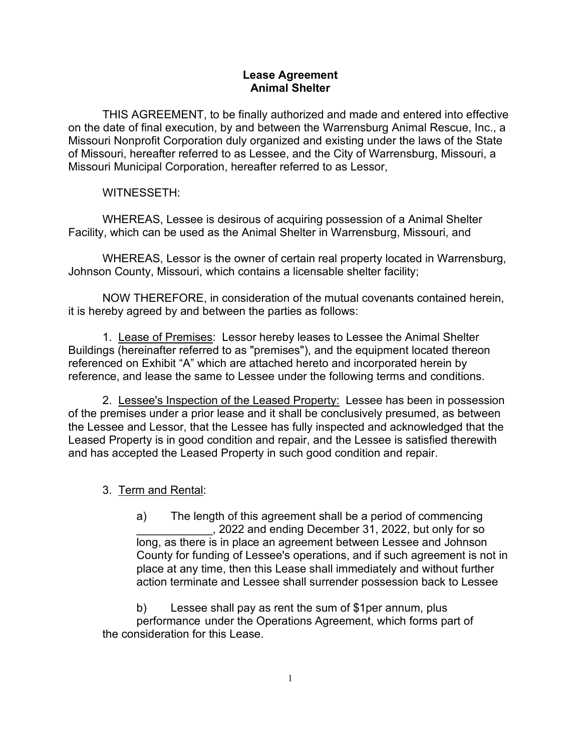**Lease Agreement**
**Animal Shelter**

THIS AGREEMENT, to be finally authorized and made and entered into effective on the date of final execution, by and between the Warrensburg Animal Rescue, Inc., a Missouri Nonprofit Corporation duly organized and existing under the laws of the State of Missouri, hereafter referred to as Lessee, and the City of Warrensburg, Missouri, a Missouri Municipal Corporation, hereafter referred to as Lessor,

WITNESSETH:

WHEREAS, Lessee is desirous of acquiring possession of a Animal Shelter Facility, which can be used as the Animal Shelter in Warrensburg, Missouri, and

WHEREAS, Lessor is the owner of certain real property located in Warrensburg, Johnson County, Missouri, which contains a licensable shelter facility;

NOW THEREFORE, in consideration of the mutual covenants contained herein, it is hereby agreed by and between the parties as follows:

1. Lease of Premises: Lessor hereby leases to Lessee the Animal Shelter Buildings (hereinafter referred to as "premises"), and the equipment located thereon referenced on Exhibit "A" which are attached hereto and incorporated herein by reference, and lease the same to Lessee under the following terms and conditions.

2. Lessee's Inspection of the Leased Property: Lessee has been in possession of the premises under a prior lease and it shall be conclusively presumed, as between the Lessee and Lessor, that the Lessee has fully inspected and acknowledged that the Leased Property is in good condition and repair, and the Lessee is satisfied therewith and has accepted the Leased Property in such good condition and repair.

3. Term and Rental:

a) The length of this agreement shall be a period of commencing ____________, 2022 and ending December 31, 2022, but only for so long, as there is in place an agreement between Lessee and Johnson County for funding of Lessee's operations, and if such agreement is not in place at any time, then this Lease shall immediately and without further action terminate and Lessee shall surrender possession back to Lessee

b) Lessee shall pay as rent the sum of $1per annum, plus performance under the Operations Agreement, which forms part of the consideration for this Lease.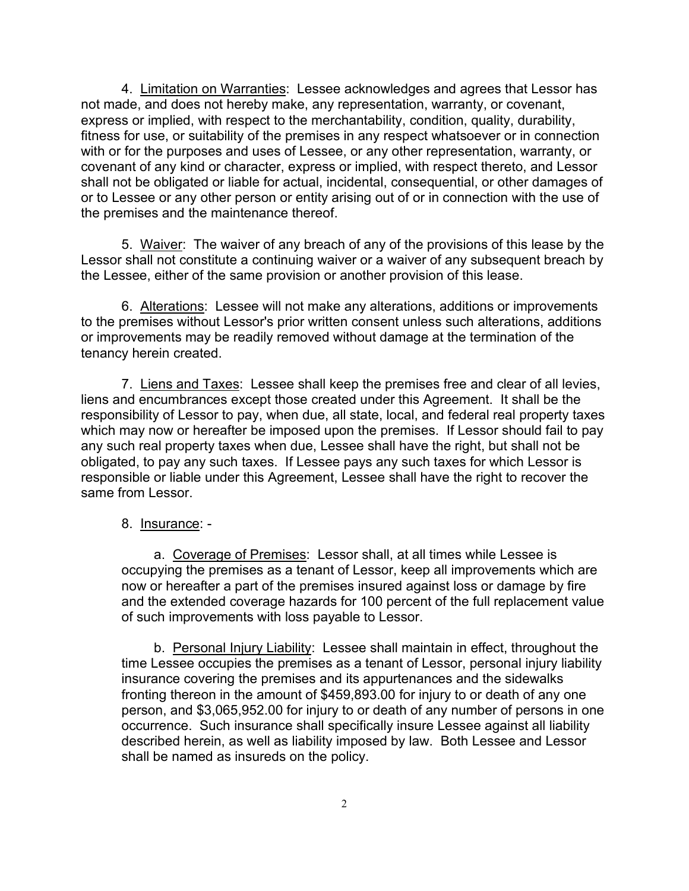4. Limitation on Warranties: Lessee acknowledges and agrees that Lessor has not made, and does not hereby make, any representation, warranty, or covenant, express or implied, with respect to the merchantability, condition, quality, durability, fitness for use, or suitability of the premises in any respect whatsoever or in connection with or for the purposes and uses of Lessee, or any other representation, warranty, or covenant of any kind or character, express or implied, with respect thereto, and Lessor shall not be obligated or liable for actual, incidental, consequential, or other damages of or to Lessee or any other person or entity arising out of or in connection with the use of the premises and the maintenance thereof.

5. Waiver: The waiver of any breach of any of the provisions of this lease by the Lessor shall not constitute a continuing waiver or a waiver of any subsequent breach by the Lessee, either of the same provision or another provision of this lease.

6. Alterations: Lessee will not make any alterations, additions or improvements to the premises without Lessor's prior written consent unless such alterations, additions or improvements may be readily removed without damage at the termination of the tenancy herein created.

7. Liens and Taxes: Lessee shall keep the premises free and clear of all levies, liens and encumbrances except those created under this Agreement. It shall be the responsibility of Lessor to pay, when due, all state, local, and federal real property taxes which may now or hereafter be imposed upon the premises. If Lessor should fail to pay any such real property taxes when due, Lessee shall have the right, but shall not be obligated, to pay any such taxes. If Lessee pays any such taxes for which Lessor is responsible or liable under this Agreement, Lessee shall have the right to recover the same from Lessor.

8. Insurance: -

a. Coverage of Premises: Lessor shall, at all times while Lessee is occupying the premises as a tenant of Lessor, keep all improvements which are now or hereafter a part of the premises insured against loss or damage by fire and the extended coverage hazards for 100 percent of the full replacement value of such improvements with loss payable to Lessor.

b. Personal Injury Liability: Lessee shall maintain in effect, throughout the time Lessee occupies the premises as a tenant of Lessor, personal injury liability insurance covering the premises and its appurtenances and the sidewalks fronting thereon in the amount of $459,893.00 for injury to or death of any one person, and $3,065,952.00 for injury to or death of any number of persons in one occurrence. Such insurance shall specifically insure Lessee against all liability described herein, as well as liability imposed by law. Both Lessee and Lessor shall be named as insureds on the policy.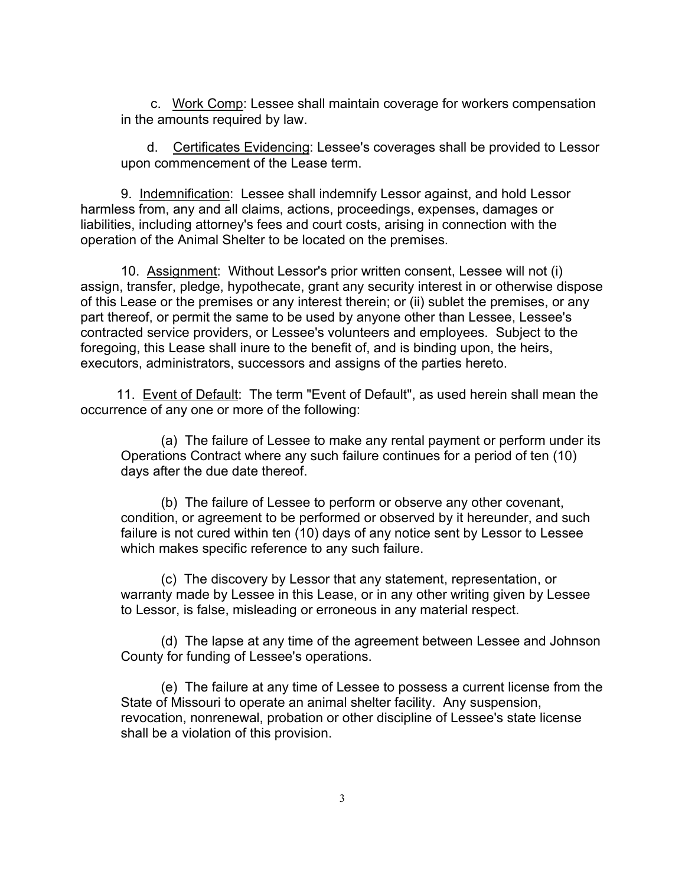c. Work Comp: Lessee shall maintain coverage for workers compensation in the amounts required by law.

d. Certificates Evidencing: Lessee's coverages shall be provided to Lessor upon commencement of the Lease term.

9. Indemnification: Lessee shall indemnify Lessor against, and hold Lessor harmless from, any and all claims, actions, proceedings, expenses, damages or liabilities, including attorney's fees and court costs, arising in connection with the operation of the Animal Shelter to be located on the premises.

10. Assignment: Without Lessor's prior written consent, Lessee will not (i) assign, transfer, pledge, hypothecate, grant any security interest in or otherwise dispose of this Lease or the premises or any interest therein; or (ii) sublet the premises, or any part thereof, or permit the same to be used by anyone other than Lessee, Lessee's contracted service providers, or Lessee's volunteers and employees. Subject to the foregoing, this Lease shall inure to the benefit of, and is binding upon, the heirs, executors, administrators, successors and assigns of the parties hereto.

11. Event of Default: The term "Event of Default", as used herein shall mean the occurrence of any one or more of the following:

(a) The failure of Lessee to make any rental payment or perform under its Operations Contract where any such failure continues for a period of ten (10) days after the due date thereof.

(b) The failure of Lessee to perform or observe any other covenant, condition, or agreement to be performed or observed by it hereunder, and such failure is not cured within ten (10) days of any notice sent by Lessor to Lessee which makes specific reference to any such failure.

(c) The discovery by Lessor that any statement, representation, or warranty made by Lessee in this Lease, or in any other writing given by Lessee to Lessor, is false, misleading or erroneous in any material respect.

(d) The lapse at any time of the agreement between Lessee and Johnson County for funding of Lessee's operations.

(e) The failure at any time of Lessee to possess a current license from the State of Missouri to operate an animal shelter facility. Any suspension, revocation, nonrenewal, probation or other discipline of Lessee's state license shall be a violation of this provision.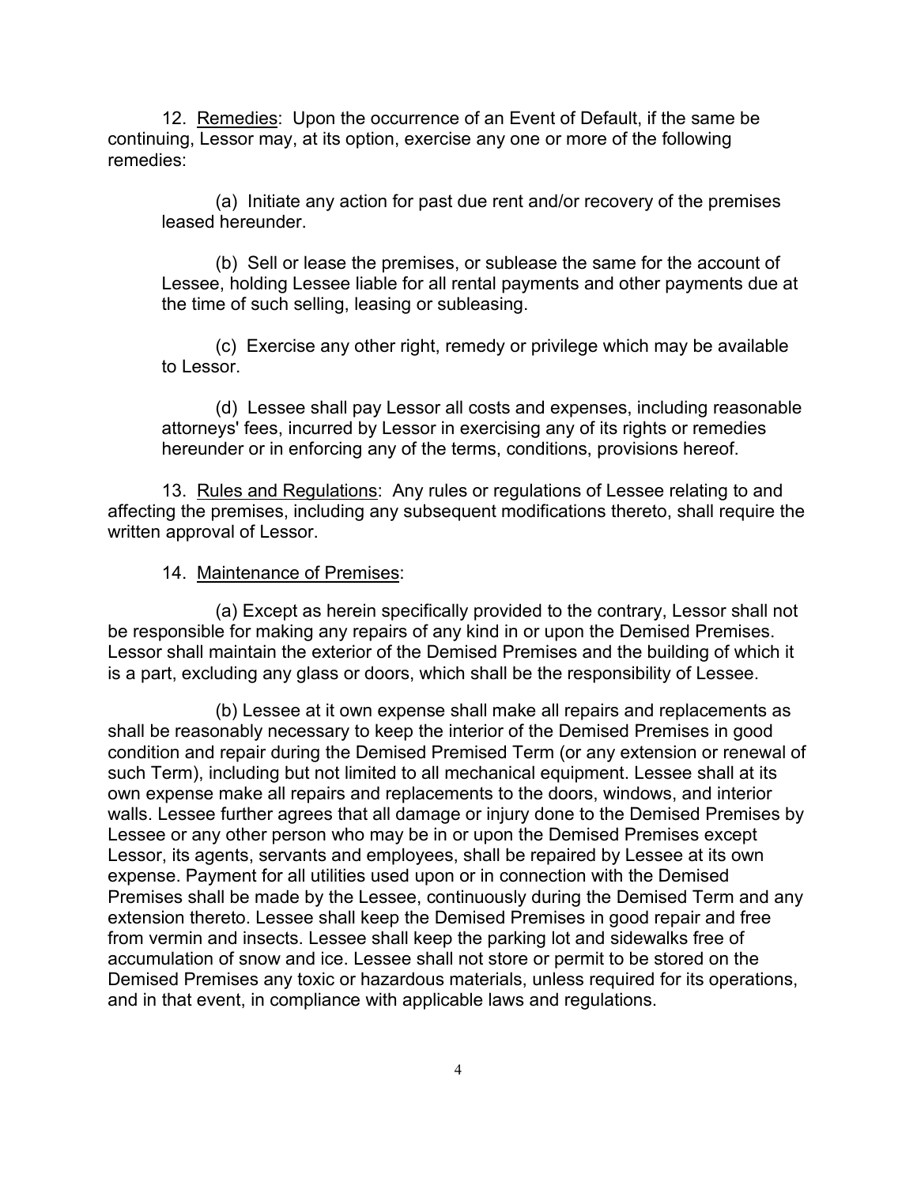12. Remedies: Upon the occurrence of an Event of Default, if the same be continuing, Lessor may, at its option, exercise any one or more of the following remedies:

(a) Initiate any action for past due rent and/or recovery of the premises leased hereunder.

(b) Sell or lease the premises, or sublease the same for the account of Lessee, holding Lessee liable for all rental payments and other payments due at the time of such selling, leasing or subleasing.

(c) Exercise any other right, remedy or privilege which may be available to Lessor.

(d) Lessee shall pay Lessor all costs and expenses, including reasonable attorneys' fees, incurred by Lessor in exercising any of its rights or remedies hereunder or in enforcing any of the terms, conditions, provisions hereof.

13. Rules and Regulations: Any rules or regulations of Lessee relating to and affecting the premises, including any subsequent modifications thereto, shall require the written approval of Lessor.

14. Maintenance of Premises:

(a) Except as herein specifically provided to the contrary, Lessor shall not be responsible for making any repairs of any kind in or upon the Demised Premises. Lessor shall maintain the exterior of the Demised Premises and the building of which it is a part, excluding any glass or doors, which shall be the responsibility of Lessee.

(b) Lessee at it own expense shall make all repairs and replacements as shall be reasonably necessary to keep the interior of the Demised Premises in good condition and repair during the Demised Premised Term (or any extension or renewal of such Term), including but not limited to all mechanical equipment. Lessee shall at its own expense make all repairs and replacements to the doors, windows, and interior walls. Lessee further agrees that all damage or injury done to the Demised Premises by Lessee or any other person who may be in or upon the Demised Premises except Lessor, its agents, servants and employees, shall be repaired by Lessee at its own expense. Payment for all utilities used upon or in connection with the Demised Premises shall be made by the Lessee, continuously during the Demised Term and any extension thereto. Lessee shall keep the Demised Premises in good repair and free from vermin and insects. Lessee shall keep the parking lot and sidewalks free of accumulation of snow and ice. Lessee shall not store or permit to be stored on the Demised Premises any toxic or hazardous materials, unless required for its operations, and in that event, in compliance with applicable laws and regulations.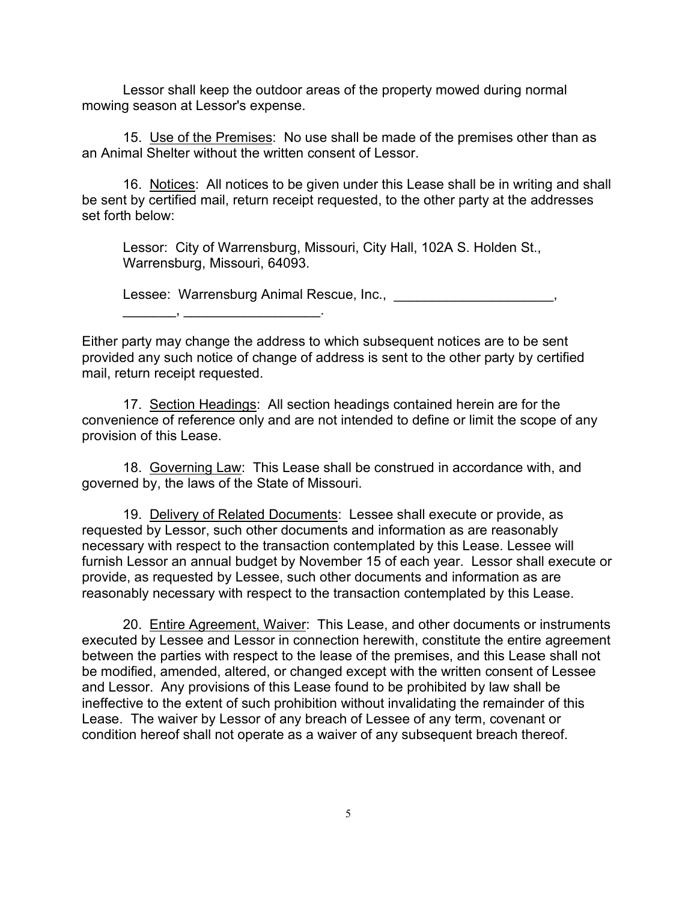Lessor shall keep the outdoor areas of the property mowed during normal mowing season at Lessor's expense.

15. Use of the Premises: No use shall be made of the premises other than as an Animal Shelter without the written consent of Lessor.

16. Notices: All notices to be given under this Lease shall be in writing and shall be sent by certified mail, return receipt requested, to the other party at the addresses set forth below:

Lessor: City of Warrensburg, Missouri, City Hall, 102A S. Holden St., Warrensburg, Missouri, 64093.

Lessee: Warrensburg Animal Rescue, Inc., _____________________, _______, __________________.

Either party may change the address to which subsequent notices are to be sent provided any such notice of change of address is sent to the other party by certified mail, return receipt requested.

17. Section Headings: All section headings contained herein are for the convenience of reference only and are not intended to define or limit the scope of any provision of this Lease.

18. Governing Law: This Lease shall be construed in accordance with, and governed by, the laws of the State of Missouri.

19. Delivery of Related Documents: Lessee shall execute or provide, as requested by Lessor, such other documents and information as are reasonably necessary with respect to the transaction contemplated by this Lease. Lessee will furnish Lessor an annual budget by November 15 of each year. Lessor shall execute or provide, as requested by Lessee, such other documents and information as are reasonably necessary with respect to the transaction contemplated by this Lease.

20. Entire Agreement, Waiver: This Lease, and other documents or instruments executed by Lessee and Lessor in connection herewith, constitute the entire agreement between the parties with respect to the lease of the premises, and this Lease shall not be modified, amended, altered, or changed except with the written consent of Lessee and Lessor. Any provisions of this Lease found to be prohibited by law shall be ineffective to the extent of such prohibition without invalidating the remainder of this Lease. The waiver by Lessor of any breach of Lessee of any term, covenant or condition hereof shall not operate as a waiver of any subsequent breach thereof.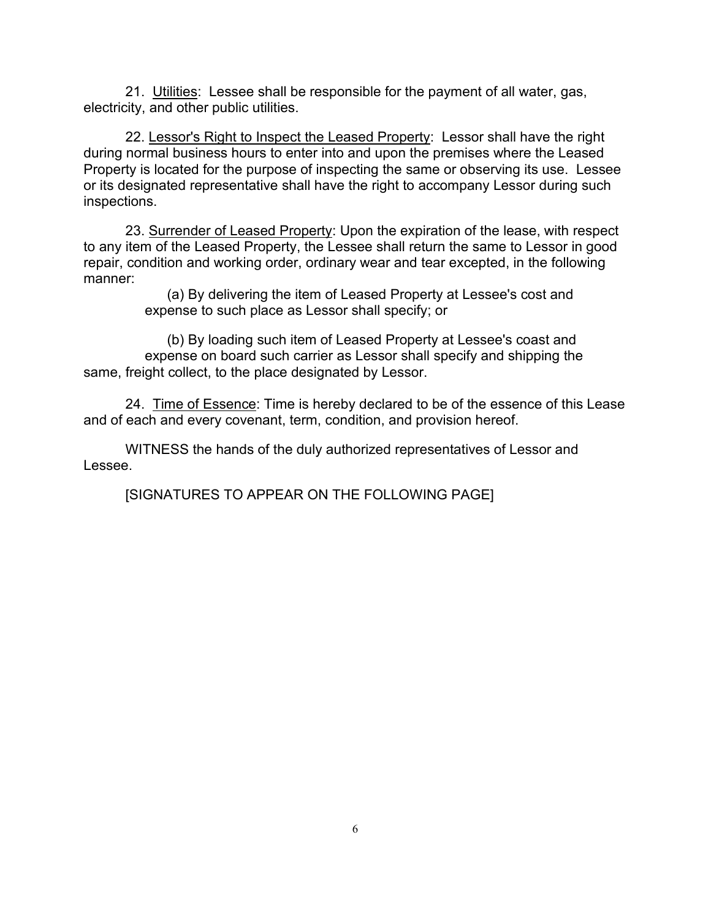21. <u>Utilities</u>: Lessee shall be responsible for the payment of all water, gas, electricity, and other public utilities.

22. <u>Lessor's Right to Inspect the Leased Property</u>: Lessor shall have the right during normal business hours to enter into and upon the premises where the Leased Property is located for the purpose of inspecting the same or observing its use. Lessee or its designated representative shall have the right to accompany Lessor during such inspections.

23. <u>Surrender of Leased Property</u>: Upon the expiration of the lease, with respect to any item of the Leased Property, the Lessee shall return the same to Lessor in good repair, condition and working order, ordinary wear and tear excepted, in the following manner:

(a) By delivering the item of Leased Property at Lessee's cost and expense to such place as Lessor shall specify; or

(b) By loading such item of Leased Property at Lessee's coast and expense on board such carrier as Lessor shall specify and shipping the same, freight collect, to the place designated by Lessor.

24. <u>Time of Essence</u>: Time is hereby declared to be of the essence of this Lease and of each and every covenant, term, condition, and provision hereof.

WITNESS the hands of the duly authorized representatives of Lessor and Lessee.

[SIGNATURES TO APPEAR ON THE FOLLOWING PAGE]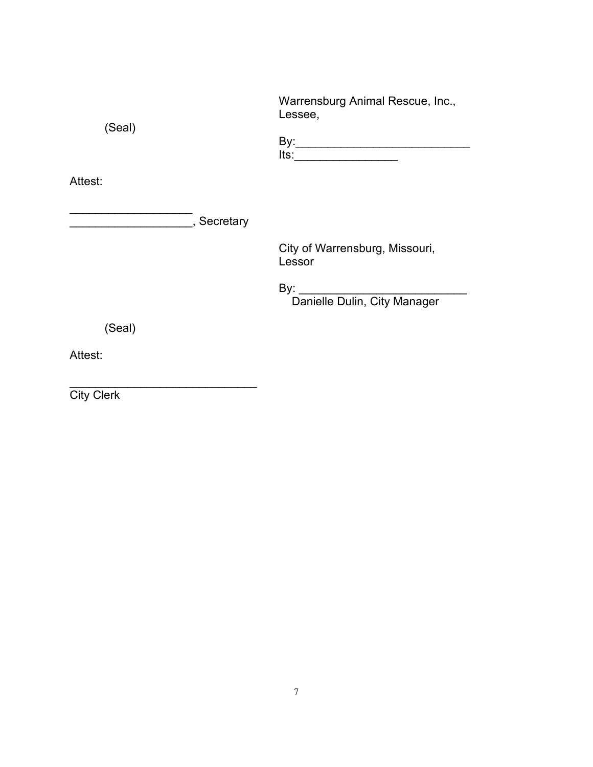Warrensburg Animal Rescue, Inc.,
Lessee,

(Seal)

By:___________________________
Its:________________

Attest:

___________________
___________________, Secretary

City of Warrensburg, Missouri,
Lessor

By: ___________________________
Danielle Dulin, City Manager

(Seal)

Attest:

_____________________________
City Clerk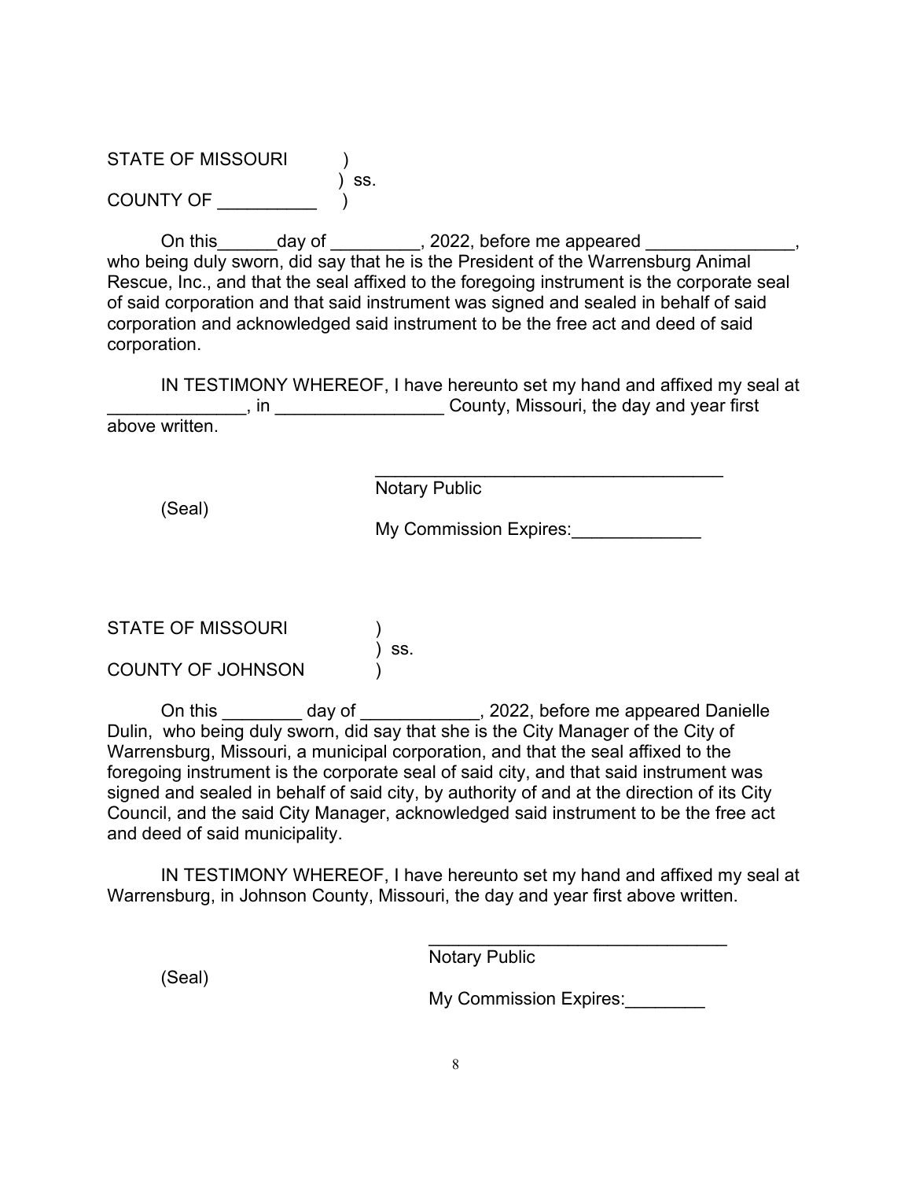STATE OF MISSOURI )
) ss.
COUNTY OF __________ )

On this______day of _________, 2022, before me appeared _______________, who being duly sworn, did say that he is the President of the Warrensburg Animal Rescue, Inc., and that the seal affixed to the foregoing instrument is the corporate seal of said corporation and that said instrument was signed and sealed in behalf of said corporation and acknowledged said instrument to be the free act and deed of said corporation.

IN TESTIMONY WHEREOF, I have hereunto set my hand and affixed my seal at ______________, in _________________ County, Missouri, the day and year first above written.

____________________________________
Notary Public

(Seal)

My Commission Expires:_____________

STATE OF MISSOURI )
) ss.
COUNTY OF JOHNSON )

On this ________ day of ____________, 2022, before me appeared Danielle Dulin, who being duly sworn, did say that she is the City Manager of the City of Warrensburg, Missouri, a municipal corporation, and that the seal affixed to the foregoing instrument is the corporate seal of said city, and that said instrument was signed and sealed in behalf of said city, by authority of and at the direction of its City Council, and the said City Manager, acknowledged said instrument to be the free act and deed of said municipality.

IN TESTIMONY WHEREOF, I have hereunto set my hand and affixed my seal at Warrensburg, in Johnson County, Missouri, the day and year first above written.

_______________________________
Notary Public

(Seal)

My Commission Expires:________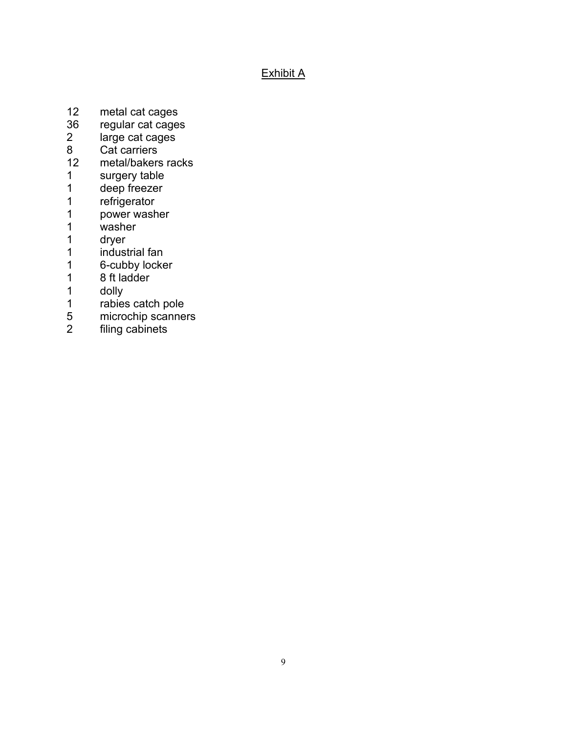## Exhibit A

| | |
|---|---|
| 12 | metal cat cages |
| 36 | regular cat cages |
| 2 | large cat cages |
| 8 | Cat carriers |
| 12 | metal/bakers racks |
| 1 | surgery table |
| 1 | deep freezer |
| 1 | refrigerator |
| 1 | power washer |
| 1 | washer |
| 1 | dryer |
| 1 | industrial fan |
| 1 | 6-cubby locker |
| 1 | 8 ft ladder |
| 1 | dolly |
| 1 | rabies catch pole |
| 5 | microchip scanners |
| 2 | filing cabinets |